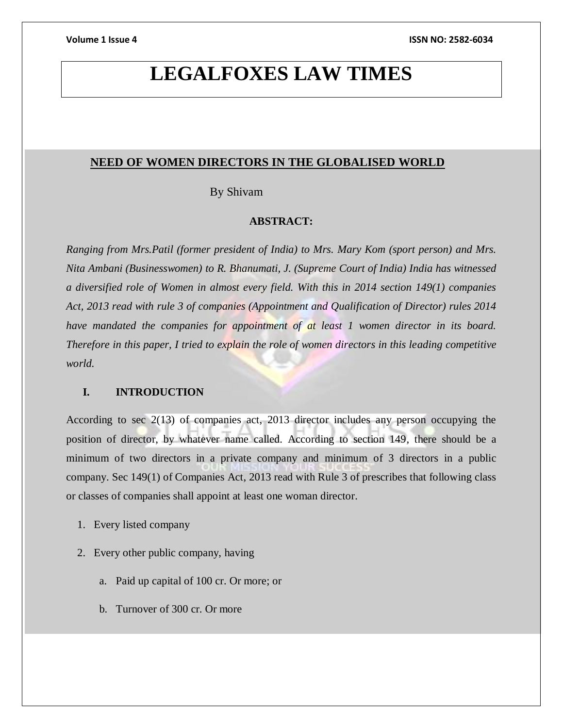# LEGALFOXES LAW TIMES

## NEED OF WOMEN DIRECTORS IN THE GLOBALISED WORLD

By Shivam

**ABSTRACT:**

*Ranging from Mrs.Patil (former president of India) to Mrs. Mary Kom (sport person) and Mrs. Nita Ambani (Businesswomen) to R. Bhanumati, J. (Supreme Court of India) India has witnessed a diversified role of Women in almost every field. With this in 2014 section 149(1) companies Act, 2013 read with rule 3 of companies (Appointment and Qualification of Director) rules 2014 have mandated the companies for appointment of at least 1 women director in its board. Therefore in this paper, I tried to explain the role of women directors in this leading competitive world.*

### I. INTRODUCTION

According to sec 2(13) of companies act, 2013 director includes any person occupying the position of director, by whatever name called. According to section 149, there should be a minimum of two directors in a private company and minimum of 3 directors in a public company. Sec 149(1) of Companies Act, 2013 read with Rule 3 of prescribes that following class or classes of companies shall appoint at least one woman director.

1. Every listed company
2. Every other public company, having
    a. Paid up capital of 100 cr. Or more; or
    b. Turnover of 300 cr. Or more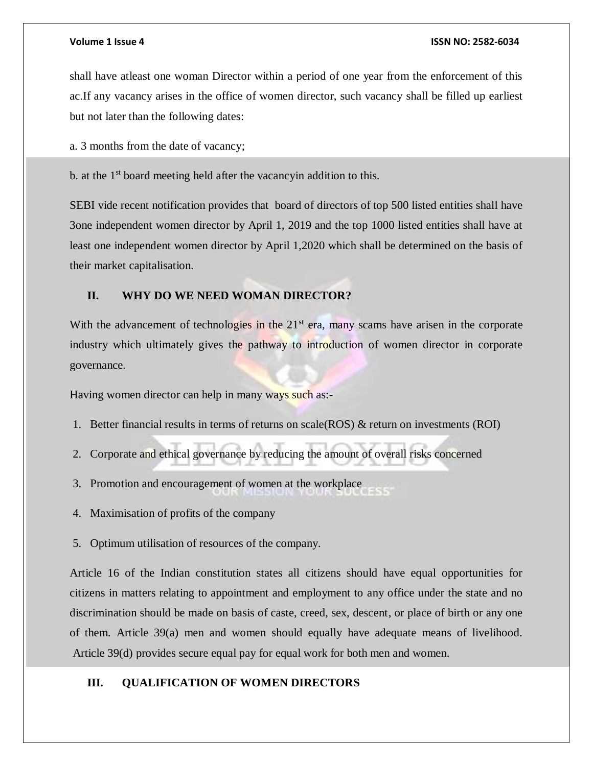shall have atleast one woman Director within a period of one year from the enforcement of this ac.If any vacancy arises in the office of women director, such vacancy shall be filled up earliest but not later than the following dates:

a. 3 months from the date of vacancy;

b. at the 1st board meeting held after the vacancyin addition to this.

SEBI vide recent notification provides that board of directors of top 500 listed entities shall have 3one independent women director by April 1, 2019 and the top 1000 listed entities shall have at least one independent women director by April 1,2020 which shall be determined on the basis of their market capitalisation.

## II. WHY DO WE NEED WOMAN DIRECTOR?

With the advancement of technologies in the 21st era, many scams have arisen in the corporate industry which ultimately gives the pathway to introduction of women director in corporate governance.

Having women director can help in many ways such as:-

1. Better financial results in terms of returns on scale(ROS) & return on investments (ROI)
2. Corporate and ethical governance by reducing the amount of overall risks concerned
3. Promotion and encouragement of women at the workplace
4. Maximisation of profits of the company
5. Optimum utilisation of resources of the company.

Article 16 of the Indian constitution states all citizens should have equal opportunities for citizens in matters relating to appointment and employment to any office under the state and no discrimination should be made on basis of caste, creed, sex, descent, or place of birth or any one of them. Article 39(a) men and women should equally have adequate means of livelihood. Article 39(d) provides secure equal pay for equal work for both men and women.

## III. QUALIFICATION OF WOMEN DIRECTORS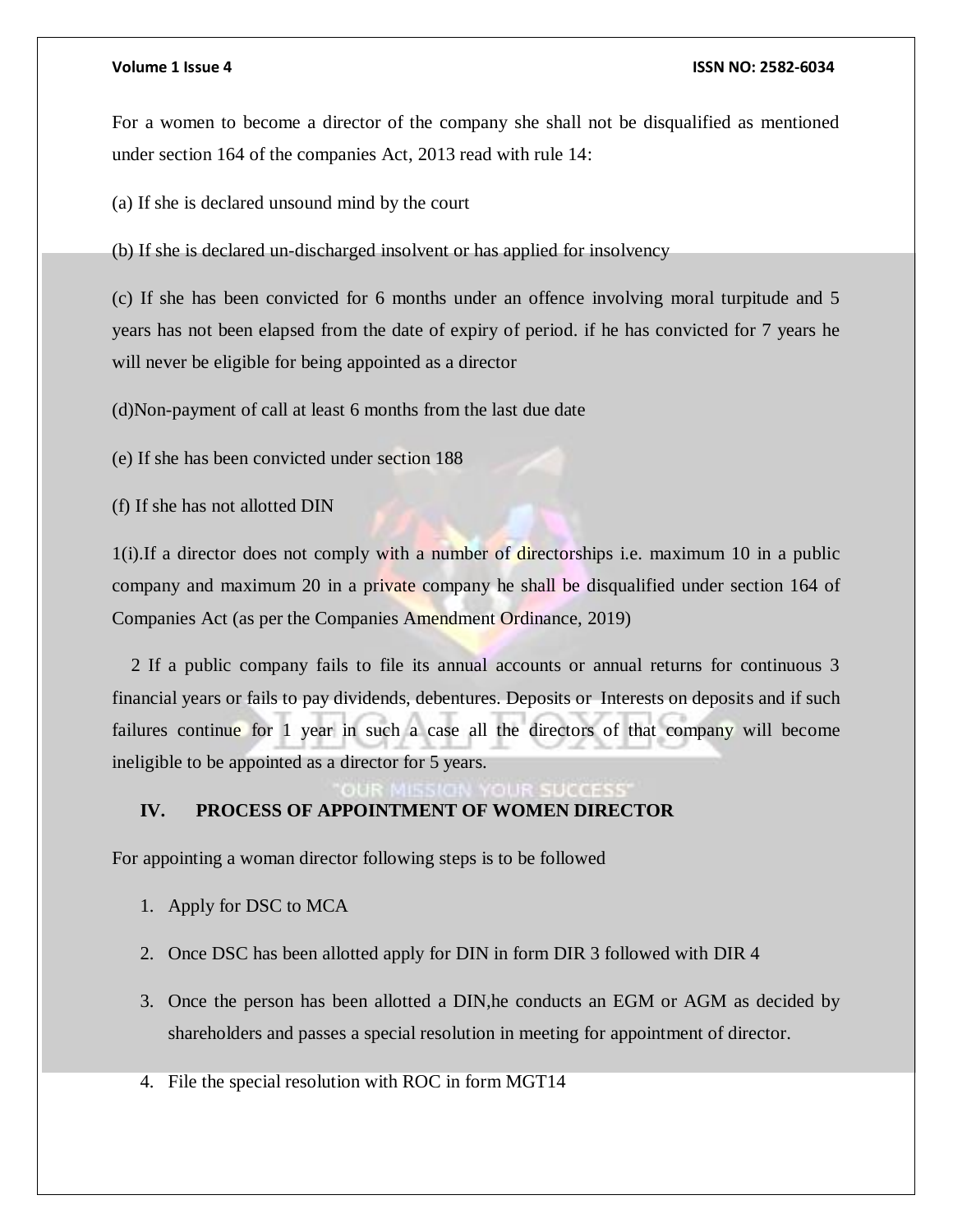For a women to become a director of the company she shall not be disqualified as mentioned under section 164 of the companies Act, 2013 read with rule 14:

(a) If she is declared unsound mind by the court

(b) If she is declared un-discharged insolvent or has applied for insolvency

(c) If she has been convicted for 6 months under an offence involving moral turpitude and 5 years has not been elapsed from the date of expiry of period. if he has convicted for 7 years he will never be eligible for being appointed as a director

(d)Non-payment of call at least 6 months from the last due date

(e) If she has been convicted under section 188

(f) If she has not allotted DIN

1(i).If a director does not comply with a number of directorships i.e. maximum 10 in a public company and maximum 20 in a private company he shall be disqualified under section 164 of Companies Act (as per the Companies Amendment Ordinance, 2019)

2 If a public company fails to file its annual accounts or annual returns for continuous 3 financial years or fails to pay dividends, debentures. Deposits or Interests on deposits and if such failures continue for 1 year in such a case all the directors of that company will become ineligible to be appointed as a director for 5 years.

## IV. PROCESS OF APPOINTMENT OF WOMEN DIRECTOR

For appointing a woman director following steps is to be followed

1. Apply for DSC to MCA
2. Once DSC has been allotted apply for DIN in form DIR 3 followed with DIR 4
3. Once the person has been allotted a DIN,he conducts an EGM or AGM as decided by shareholders and passes a special resolution in meeting for appointment of director.
4. File the special resolution with ROC in form MGT14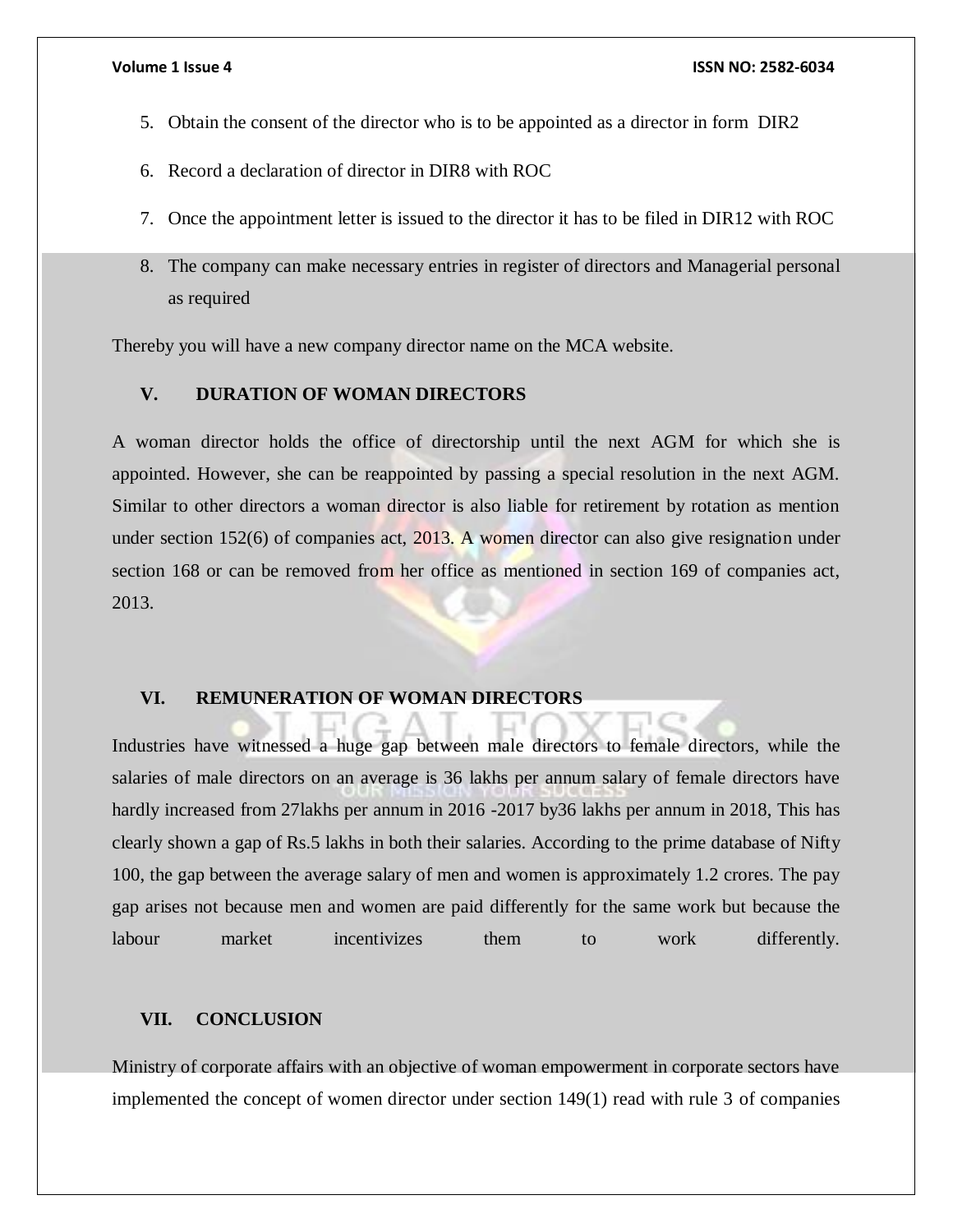5. Obtain the consent of the director who is to be appointed as a director in form DIR2
6. Record a declaration of director in DIR8 with ROC
7. Once the appointment letter is issued to the director it has to be filed in DIR12 with ROC
8. The company can make necessary entries in register of directors and Managerial personal as required

Thereby you will have a new company director name on the MCA website.

## V. DURATION OF WOMAN DIRECTORS

A woman director holds the office of directorship until the next AGM for which she is appointed. However, she can be reappointed by passing a special resolution in the next AGM. Similar to other directors a woman director is also liable for retirement by rotation as mention under section 152(6) of companies act, 2013. A women director can also give resignation under section 168 or can be removed from her office as mentioned in section 169 of companies act, 2013.

## VI. REMUNERATION OF WOMAN DIRECTORS

Industries have witnessed a huge gap between male directors to female directors, while the salaries of male directors on an average is 36 lakhs per annum salary of female directors have hardly increased from 27lakhs per annum in 2016 -2017 by36 lakhs per annum in 2018, This has clearly shown a gap of Rs.5 lakhs in both their salaries. According to the prime database of Nifty 100, the gap between the average salary of men and women is approximately 1.2 crores. The pay gap arises not because men and women are paid differently for the same work but because the labour market incentivizes them to work differently.

## VII. CONCLUSION

Ministry of corporate affairs with an objective of woman empowerment in corporate sectors have implemented the concept of women director under section 149(1) read with rule 3 of companies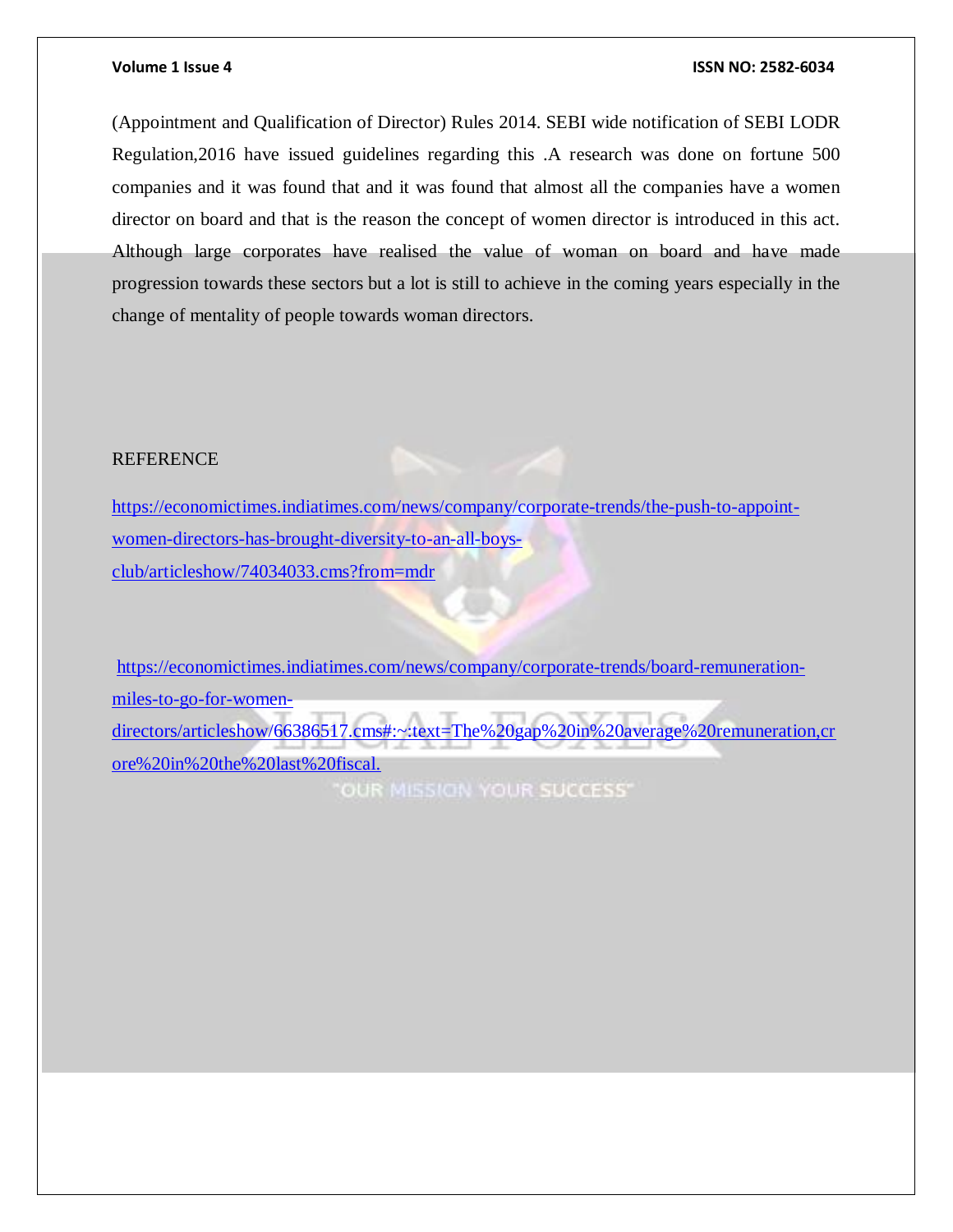(Appointment and Qualification of Director) Rules 2014. SEBI wide notification of SEBI LODR Regulation,2016 have issued guidelines regarding this .A research was done on fortune 500 companies and it was found that and it was found that almost all the companies have a women director on board and that is the reason the concept of women director is introduced in this act. Although large corporates have realised the value of woman on board and have made progression towards these sectors but a lot is still to achieve in the coming years especially in the change of mentality of people towards woman directors.

REFERENCE

https://economictimes.indiatimes.com/news/company/corporate-trends/the-push-to-appoint-women-directors-has-brought-diversity-to-an-all-boys-club/articleshow/74034033.cms?from=mdr

https://economictimes.indiatimes.com/news/company/corporate-trends/board-remuneration-miles-to-go-for-women-directors/articleshow/66386517.cms#:~:text=The%20gap%20in%20average%20remuneration,crore%20in%20the%20last%20fiscal.